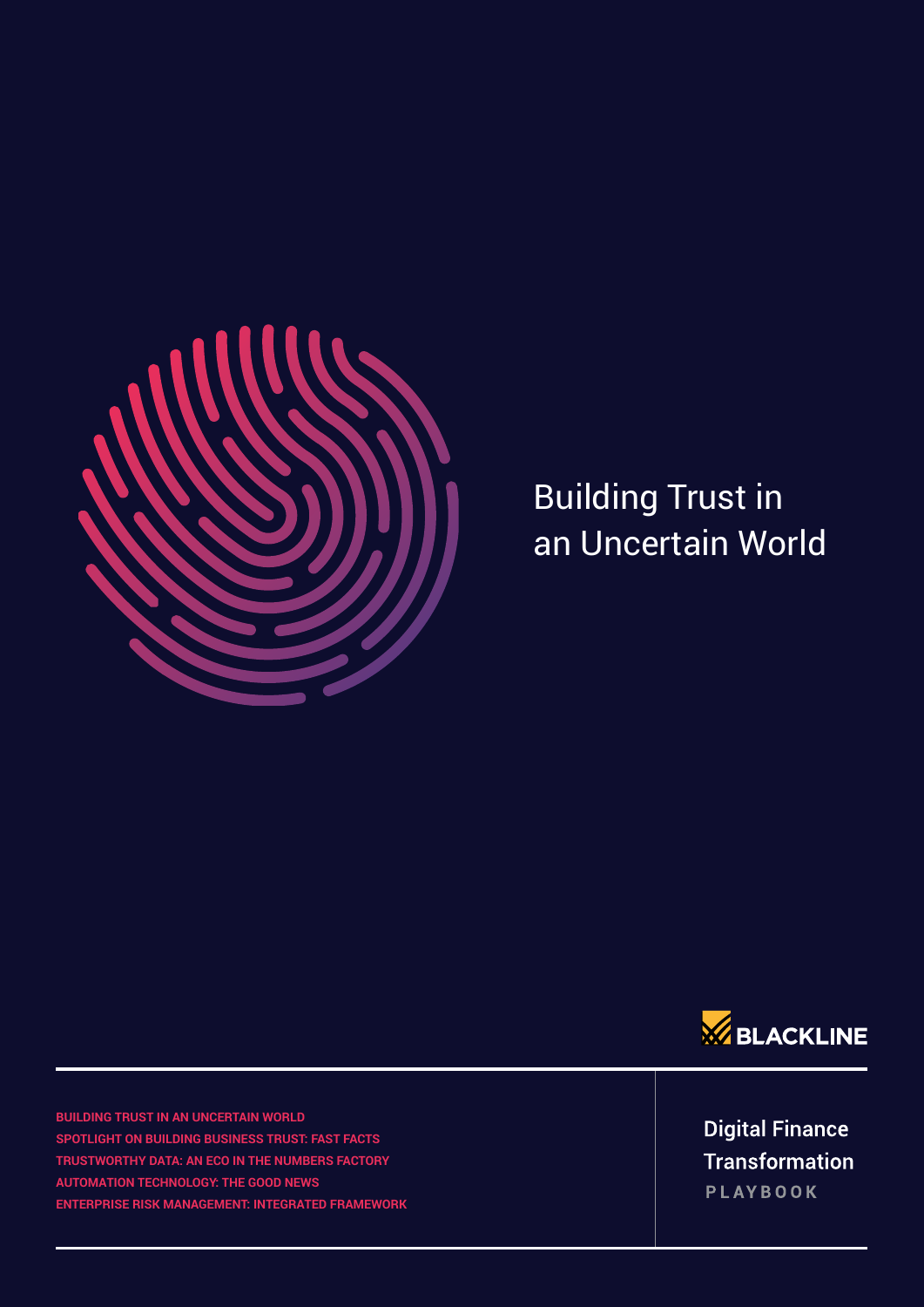# Building Trust in an Uncertain World

BLACKLINE

BUILDING TRUST IN AN UNCERTAIN WORLD
SPOTLIGHT ON BUILDING BUSINESS TRUST: FAST FACTS
TRUSTWORTHY DATA: AN ECO IN THE NUMBERS FACTORY
AUTOMATION TECHNOLOGY: THE GOOD NEWS
ENTERPRISE RISK MANAGEMENT: INTEGRATED FRAMEWORK

Digital Finance Transformation
PLAYBOOK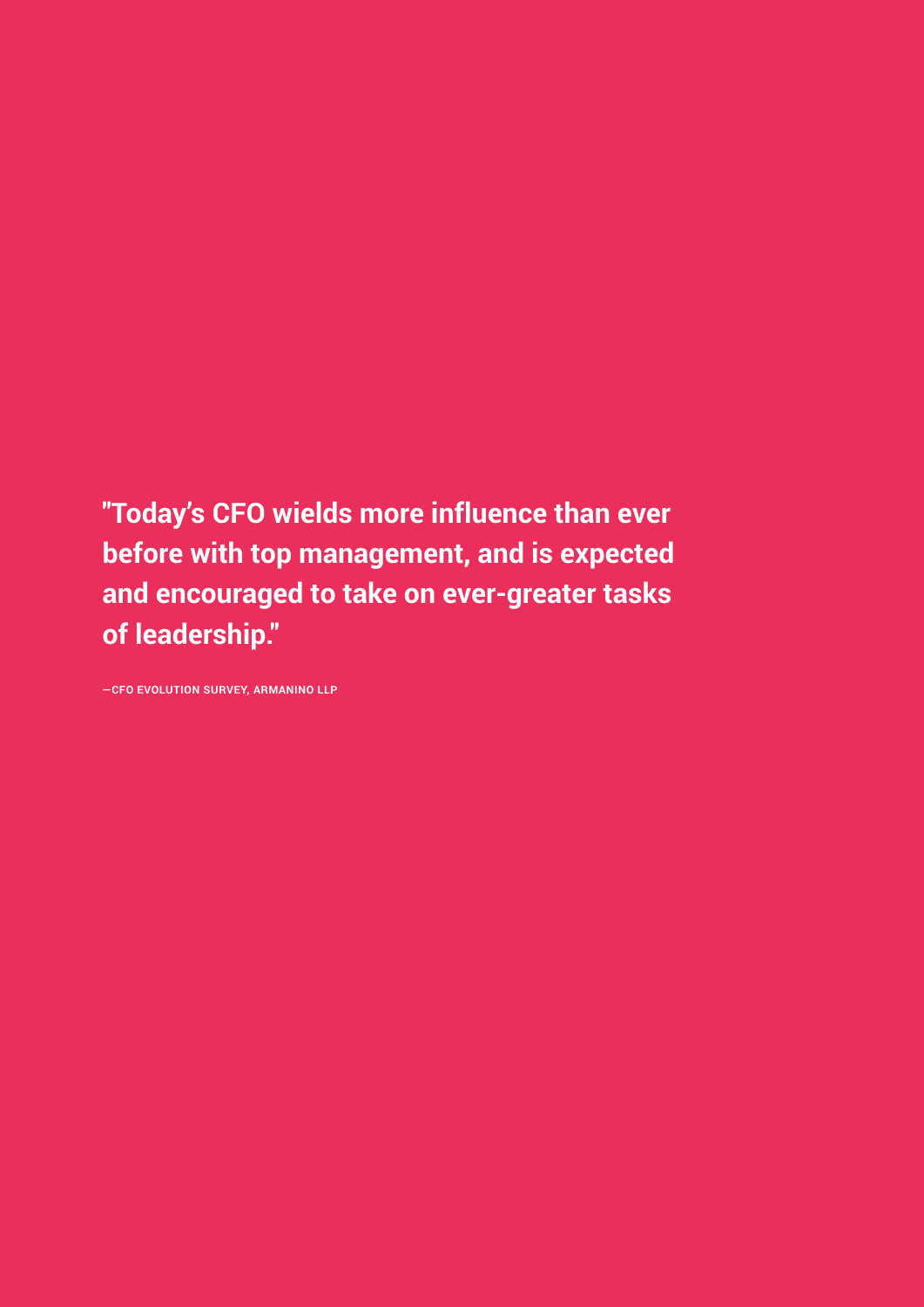**"Today's CFO wields more influence than ever before with top management, and is expected and encouraged to take on ever-greater tasks of leadership."**

**—CFO EVOLUTION SURVEY, ARMANINO LLP**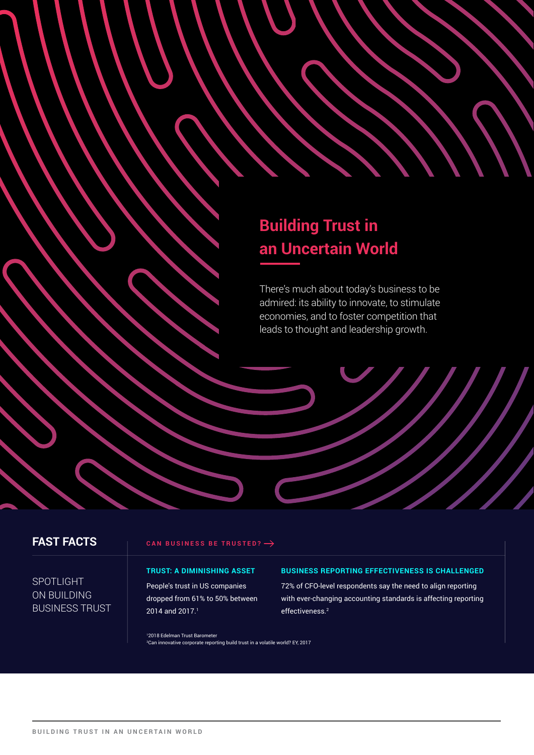# Building Trust in an Uncertain World

There's much about today's business to be admired: its ability to innovate, to stimulate economies, and to foster competition that leads to thought and leadership growth.

## FAST FACTS

SPOTLIGHT ON BUILDING BUSINESS TRUST

**CAN BUSINESS BE TRUSTED?** →

### TRUST: A DIMINISHING ASSET

People's trust in US companies dropped from 61% to 50% between 2014 and 2017.[1]

### BUSINESS REPORTING EFFECTIVENESS IS CHALLENGED

72% of CFO-level respondents say the need to align reporting with ever-changing accounting standards is affecting reporting effectiveness.[2]

[1] 2018 Edelman Trust Barometer
[2] Can innovative corporate reporting build trust in a volatile world? EY, 2017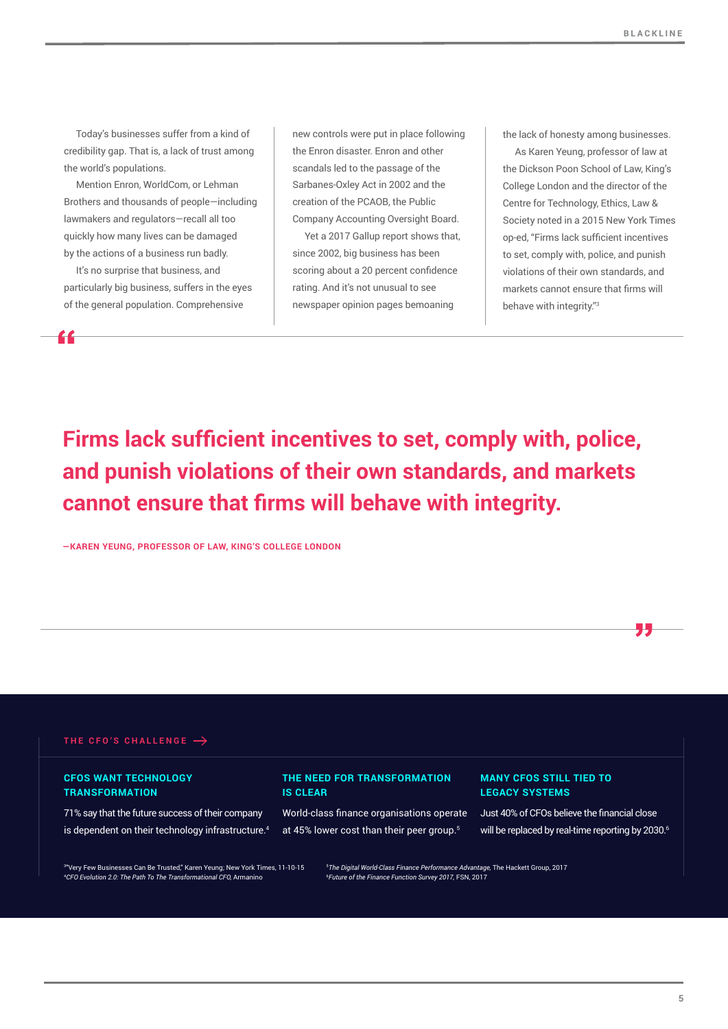Today's businesses suffer from a kind of credibility gap. That is, a lack of trust among the world's populations.

Mention Enron, WorldCom, or Lehman Brothers and thousands of people—including lawmakers and regulators—recall all too quickly how many lives can be damaged by the actions of a business run badly.

It's no surprise that business, and particularly big business, suffers in the eyes of the general population. Comprehensive new controls were put in place following the Enron disaster. Enron and other scandals led to the passage of the Sarbanes-Oxley Act in 2002 and the creation of the PCAOB, the Public Company Accounting Oversight Board.

Yet a 2017 Gallup report shows that, since 2002, big business has been scoring about a 20 percent confidence rating. And it's not unusual to see newspaper opinion pages bemoaning the lack of honesty among businesses.

As Karen Yeung, professor of law at the Dickson Poon School of Law, King's College London and the director of the Centre for Technology, Ethics, Law & Society noted in a 2015 New York Times op-ed, "Firms lack sufficient incentives to set, comply with, police, and punish violations of their own standards, and markets cannot ensure that firms will behave with integrity."[3]

> **Firms lack sufficient incentives to set, comply with, police, and punish violations of their own standards, and markets cannot ensure that firms will behave with integrity.**
>
> **—KAREN YEUNG, PROFESSOR OF LAW, KING'S COLLEGE LONDON**

**THE CFO'S CHALLENGE →**

**CFOS WANT TECHNOLOGY TRANSFORMATION**

71% say that the future success of their company is dependent on their technology infrastructure.[4]

**THE NEED FOR TRANSFORMATION IS CLEAR**

World-class finance organisations operate at 45% lower cost than their peer group.[5]

**MANY CFOS STILL TIED TO LEGACY SYSTEMS**

Just 40% of CFOs believe the financial close will be replaced by real-time reporting by 2030.[6]

[3] "Very Few Businesses Can Be Trusted," Karen Yeung; New York Times, 11-10-15
[4] *CFO Evolution 2.0: The Path To The Transformational CFO*, Armanino
[5] *The Digital World-Class Finance Performance Advantage*, The Hackett Group, 2017
[6] *Future of the Finance Function Survey 2017*, FSN, 2017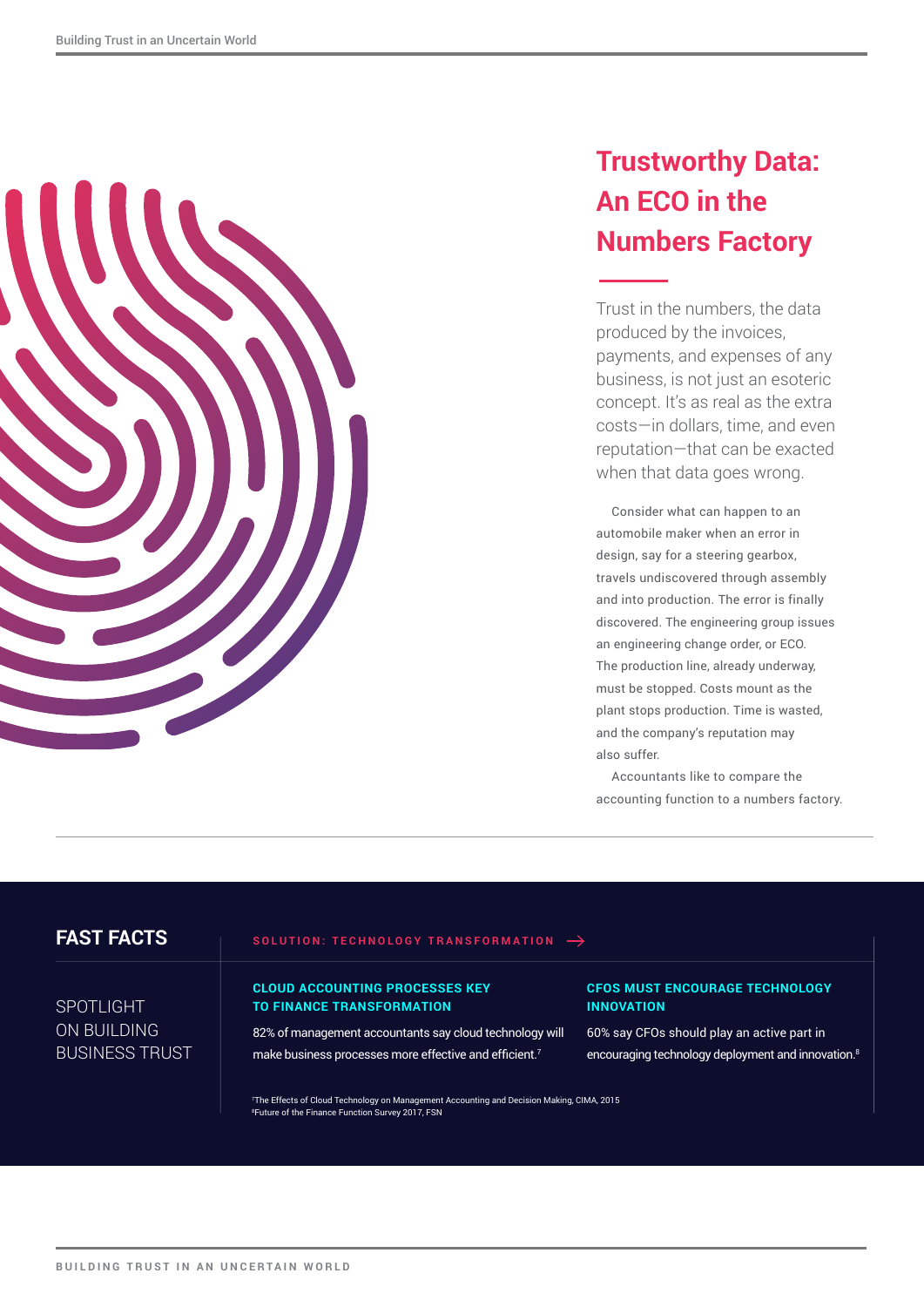# Trustworthy Data: An ECO in the Numbers Factory

Trust in the numbers, the data produced by the invoices, payments, and expenses of any business, is not just an esoteric concept. It's as real as the extra costs—in dollars, time, and even reputation—that can be exacted when that data goes wrong.

Consider what can happen to an automobile maker when an error in design, say for a steering gearbox, travels undiscovered through assembly and into production. The error is finally discovered. The engineering group issues an engineering change order, or ECO. The production line, already underway, must be stopped. Costs mount as the plant stops production. Time is wasted, and the company's reputation may also suffer.

Accountants like to compare the accounting function to a numbers factory.

## FAST FACTS

SPOTLIGHT ON BUILDING BUSINESS TRUST

**SOLUTION: TECHNOLOGY TRANSFORMATION →**

### CLOUD ACCOUNTING PROCESSES KEY TO FINANCE TRANSFORMATION

82% of management accountants say cloud technology will make business processes more effective and efficient.[7]

### CFOS MUST ENCOURAGE TECHNOLOGY INNOVATION

60% say CFOs should play an active part in encouraging technology deployment and innovation.[8]

[7] The Effects of Cloud Technology on Management Accounting and Decision Making, CIMA, 2015
[8] Future of the Finance Function Survey 2017, FSN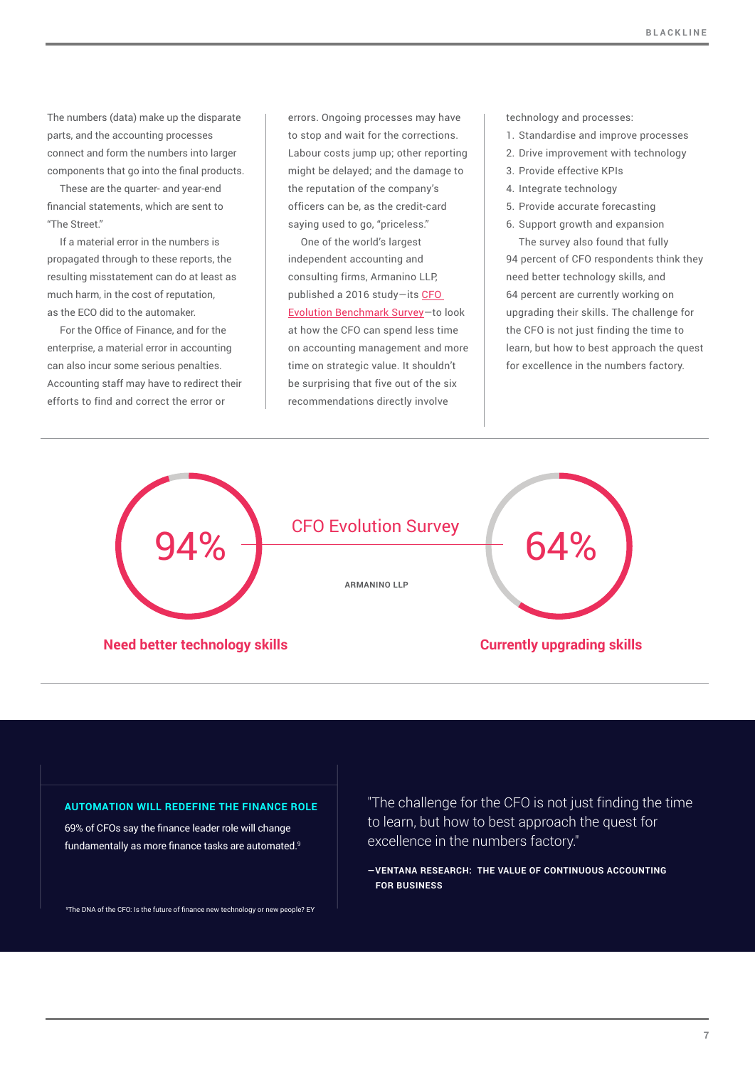The numbers (data) make up the disparate parts, and the accounting processes connect and form the numbers into larger components that go into the final products.

These are the quarter- and year-end financial statements, which are sent to "The Street."

If a material error in the numbers is propagated through to these reports, the resulting misstatement can do at least as much harm, in the cost of reputation, as the ECO did to the automaker.

For the Office of Finance, and for the enterprise, a material error in accounting can also incur some serious penalties. Accounting staff may have to redirect their efforts to find and correct the error or errors. Ongoing processes may have to stop and wait for the corrections. Labour costs jump up; other reporting might be delayed; and the damage to the reputation of the company's officers can be, as the credit-card saying used to go, "priceless."

One of the world's largest independent accounting and consulting firms, Armanino LLP, published a 2016 study—its CFO Evolution Benchmark Survey—to look at how the CFO can spend less time on accounting management and more time on strategic value. It shouldn't be surprising that five out of the six recommendations directly involve technology and processes:

1. Standardise and improve processes
2. Drive improvement with technology
3. Provide effective KPIs
4. Integrate technology
5. Provide accurate forecasting
6. Support growth and expansion

The survey also found that fully 94 percent of CFO respondents think they need better technology skills, and 64 percent are currently working on upgrading their skills. The challenge for the CFO is not just finding the time to learn, but how to best approach the quest for excellence in the numbers factory.

## CFO Evolution Survey

ARMANINO LLP

**94%** — Need better technology skills

**64%** — Currently upgrading skills

### AUTOMATION WILL REDEFINE THE FINANCE ROLE

69% of CFOs say the finance leader role will change fundamentally as more finance tasks are automated.[9]

[9]The DNA of the CFO: Is the future of finance new technology or new people? EY

"The challenge for the CFO is not just finding the time to learn, but how to best approach the quest for excellence in the numbers factory."

**—VENTANA RESEARCH: THE VALUE OF CONTINUOUS ACCOUNTING FOR BUSINESS**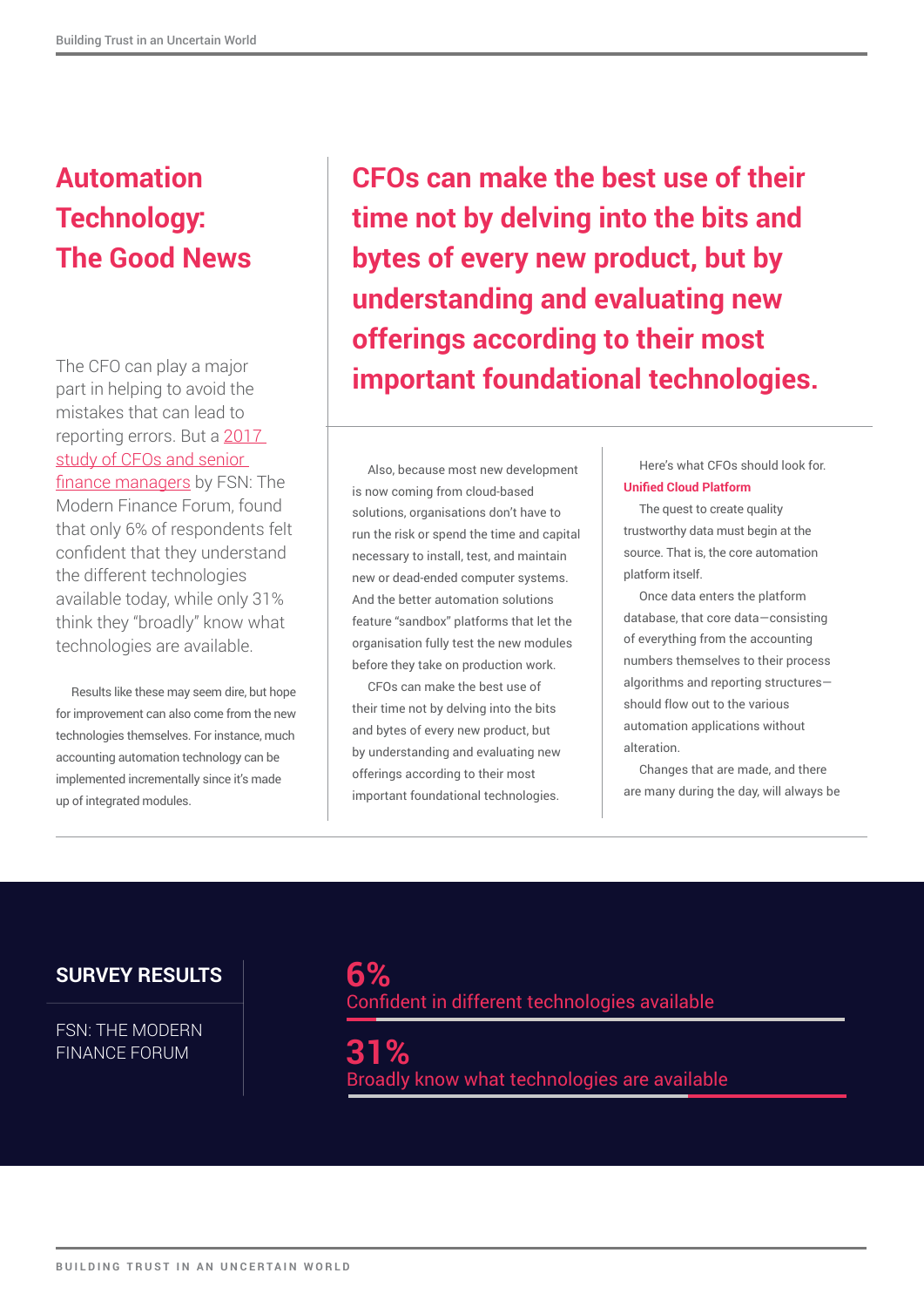## Automation Technology: The Good News

> **CFOs can make the best use of their time not by delving into the bits and bytes of every new product, but by understanding and evaluating new offerings according to their most important foundational technologies.**

The CFO can play a major part in helping to avoid the mistakes that can lead to reporting errors. But a [2017 study of CFOs and senior finance managers]() by FSN: The Modern Finance Forum, found that only 6% of respondents felt confident that they understand the different technologies available today, while only 31% think they "broadly" know what technologies are available.

Results like these may seem dire, but hope for improvement can also come from the new technologies themselves. For instance, much accounting automation technology can be implemented incrementally since it's made up of integrated modules.

Also, because most new development is now coming from cloud-based solutions, organisations don't have to run the risk or spend the time and capital necessary to install, test, and maintain new or dead-ended computer systems. And the better automation solutions feature "sandbox" platforms that let the organisation fully test the new modules before they take on production work.

CFOs can make the best use of their time not by delving into the bits and bytes of every new product, but by understanding and evaluating new offerings according to their most important foundational technologies.

Here's what CFOs should look for.

**Unified Cloud Platform**

The quest to create quality trustworthy data must begin at the source. That is, the core automation platform itself.

Once data enters the platform database, that core data—consisting of everything from the accounting numbers themselves to their process algorithms and reporting structures—should flow out to the various automation applications without alteration.

Changes that are made, and there are many during the day, will always be

### SURVEY RESULTS

FSN: THE MODERN FINANCE FORUM

**6%**
Confident in different technologies available

**31%**
Broadly know what technologies are available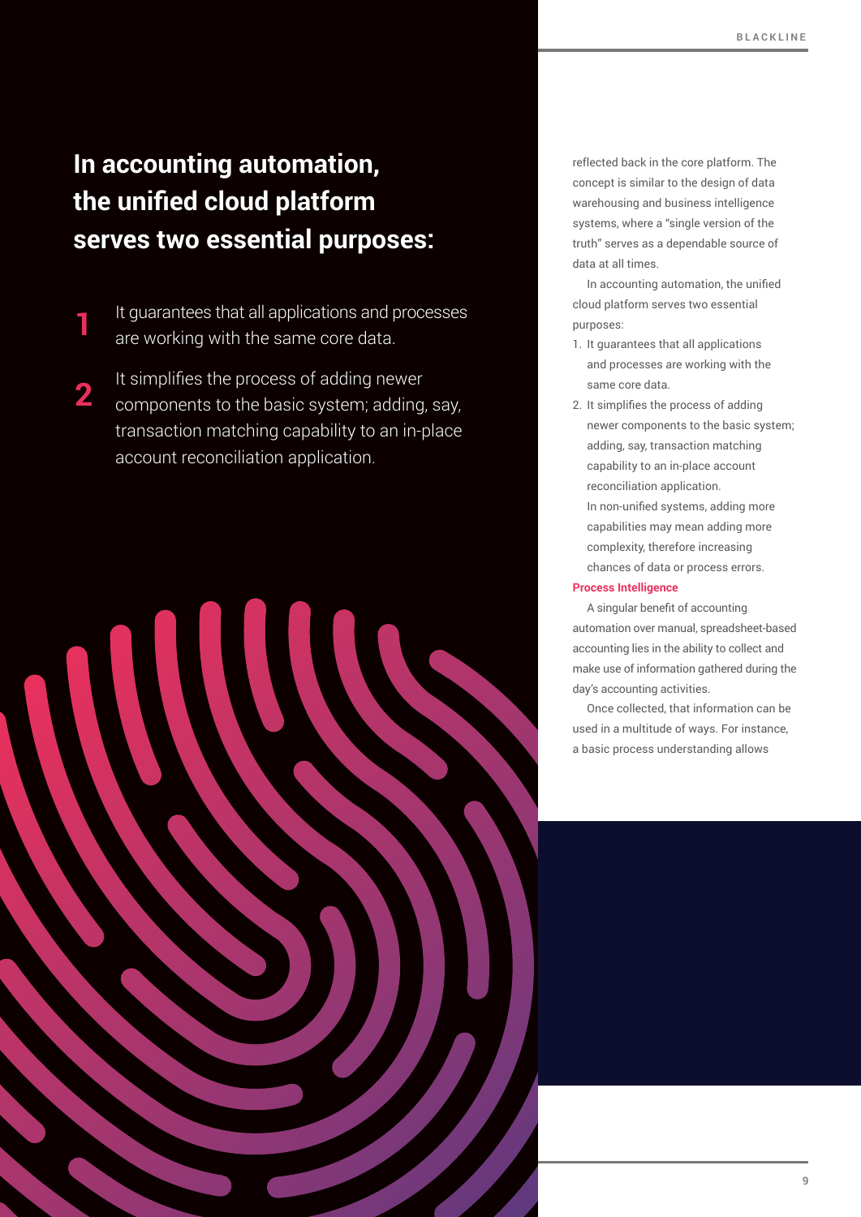## In accounting automation, the unified cloud platform serves two essential purposes:

**1** It guarantees that all applications and processes are working with the same core data.

**2** It simplifies the process of adding newer components to the basic system; adding, say, transaction matching capability to an in-place account reconciliation application.

reflected back in the core platform. The concept is similar to the design of data warehousing and business intelligence systems, where a "single version of the truth" serves as a dependable source of data at all times.

In accounting automation, the unified cloud platform serves two essential purposes:

1. It guarantees that all applications and processes are working with the same core data.
2. It simplifies the process of adding newer components to the basic system; adding, say, transaction matching capability to an in-place account reconciliation application.
   In non-unified systems, adding more capabilities may mean adding more complexity, therefore increasing chances of data or process errors.

### Process Intelligence

A singular benefit of accounting automation over manual, spreadsheet-based accounting lies in the ability to collect and make use of information gathered during the day's accounting activities.

Once collected, that information can be used in a multitude of ways. For instance, a basic process understanding allows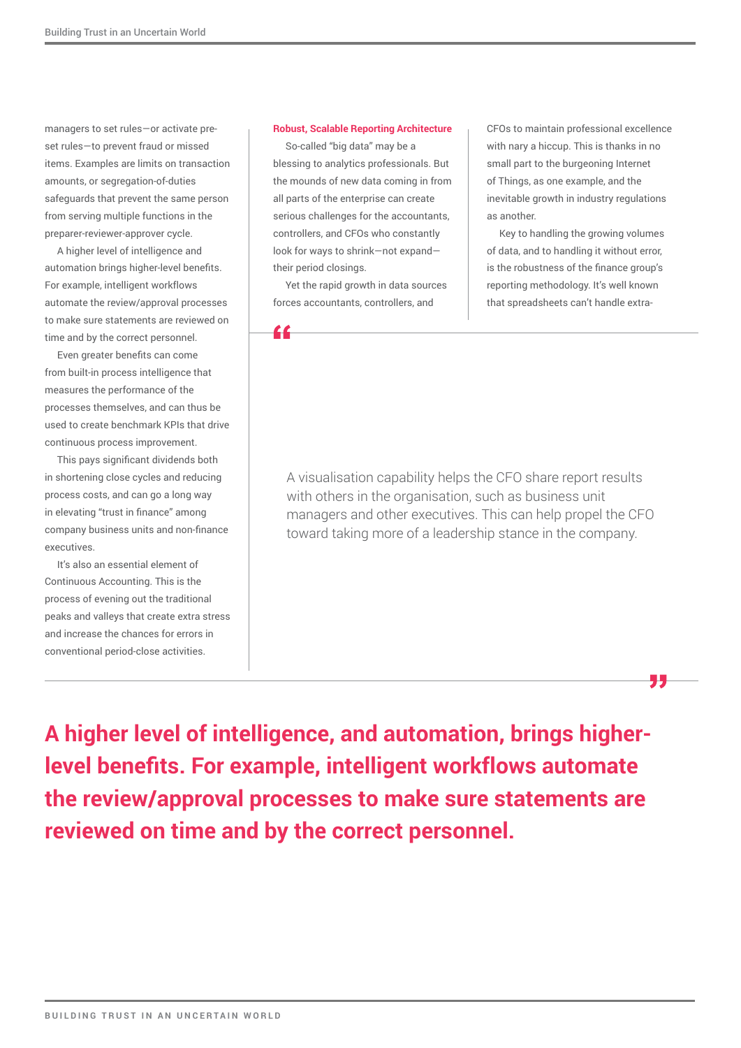managers to set rules—or activate pre-set rules—to prevent fraud or missed items. Examples are limits on transaction amounts, or segregation-of-duties safeguards that prevent the same person from serving multiple functions in the preparer-reviewer-approver cycle.

A higher level of intelligence and automation brings higher-level benefits. For example, intelligent workflows automate the review/approval processes to make sure statements are reviewed on time and by the correct personnel.

Even greater benefits can come from built-in process intelligence that measures the performance of the processes themselves, and can thus be used to create benchmark KPIs that drive continuous process improvement.

This pays significant dividends both in shortening close cycles and reducing process costs, and can go a long way in elevating “trust in finance” among company business units and non-finance executives.

It’s also an essential element of Continuous Accounting. This is the process of evening out the traditional peaks and valleys that create extra stress and increase the chances for errors in conventional period-close activities.

**Robust, Scalable Reporting Architecture**

So-called “big data” may be a blessing to analytics professionals. But the mounds of new data coming in from all parts of the enterprise can create serious challenges for the accountants, controllers, and CFOs who constantly look for ways to shrink—not expand—their period closings.

Yet the rapid growth in data sources forces accountants, controllers, and CFOs to maintain professional excellence with nary a hiccup. This is thanks in no small part to the burgeoning Internet of Things, as one example, and the inevitable growth in industry regulations as another.

Key to handling the growing volumes of data, and to handling it without error, is the robustness of the finance group’s reporting methodology. It’s well known that spreadsheets can’t handle extra-

> A visualisation capability helps the CFO share report results with others in the organisation, such as business unit managers and other executives. This can help propel the CFO toward taking more of a leadership stance in the company.

**A higher level of intelligence, and automation, brings higher-level benefits. For example, intelligent workflows automate the review/approval processes to make sure statements are reviewed on time and by the correct personnel.**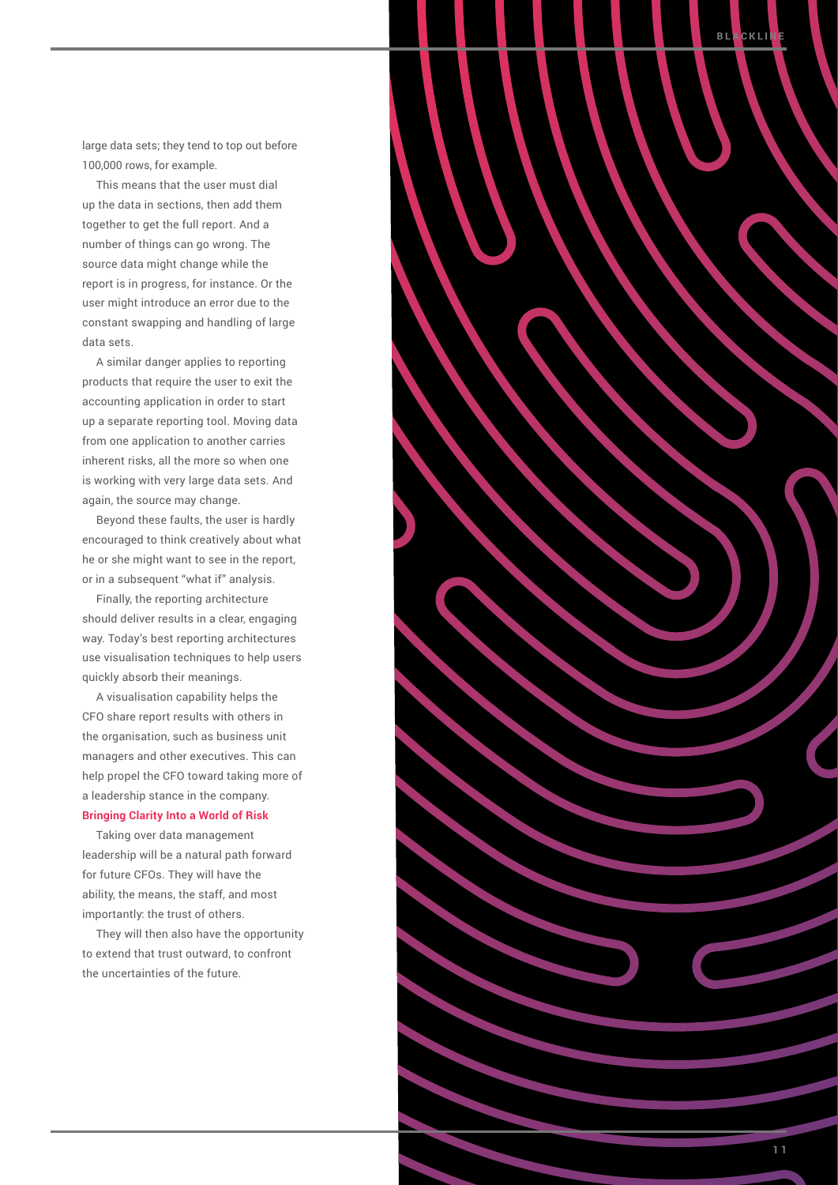large data sets; they tend to top out before 100,000 rows, for example.

This means that the user must dial up the data in sections, then add them together to get the full report. And a number of things can go wrong. The source data might change while the report is in progress, for instance. Or the user might introduce an error due to the constant swapping and handling of large data sets.

A similar danger applies to reporting products that require the user to exit the accounting application in order to start up a separate reporting tool. Moving data from one application to another carries inherent risks, all the more so when one is working with very large data sets. And again, the source may change.

Beyond these faults, the user is hardly encouraged to think creatively about what he or she might want to see in the report, or in a subsequent "what if" analysis.

Finally, the reporting architecture should deliver results in a clear, engaging way. Today's best reporting architectures use visualisation techniques to help users quickly absorb their meanings.

A visualisation capability helps the CFO share report results with others in the organisation, such as business unit managers and other executives. This can help propel the CFO toward taking more of a leadership stance in the company.

### Bringing Clarity Into a World of Risk

Taking over data management leadership will be a natural path forward for future CFOs. They will have the ability, the means, the staff, and most importantly: the trust of others.

They will then also have the opportunity to extend that trust outward, to confront the uncertainties of the future.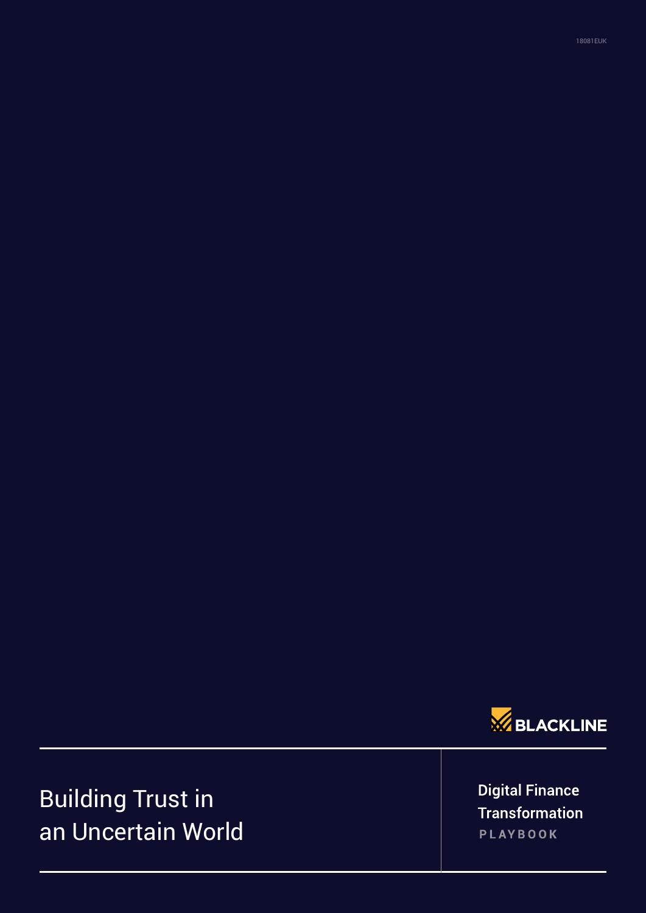18081EUK

BLACKLINE

Building Trust in an Uncertain World

Digital Finance Transformation

PLAYBOOK